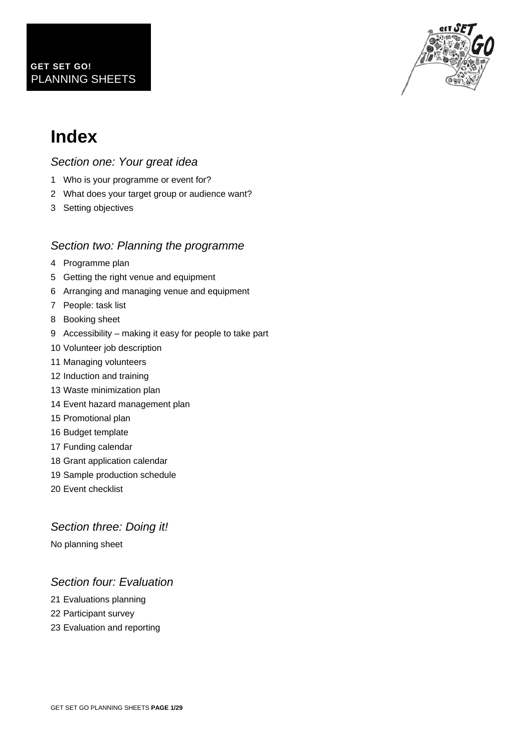**GET SET GO!**
PLANNING SHEETS

# Index

## *Section one: Your great idea*

1 Who is your programme or event for?
2 What does your target group or audience want?
3 Setting objectives

## *Section two: Planning the programme*

4 Programme plan
5 Getting the right venue and equipment
6 Arranging and managing venue and equipment
7 People: task list
8 Booking sheet
9 Accessibility – making it easy for people to take part
10 Volunteer job description
11 Managing volunteers
12 Induction and training
13 Waste minimization plan
14 Event hazard management plan
15 Promotional plan
16 Budget template
17 Funding calendar
18 Grant application calendar
19 Sample production schedule
20 Event checklist

## *Section three: Doing it!*

No planning sheet

## *Section four: Evaluation*

21 Evaluations planning
22 Participant survey
23 Evaluation and reporting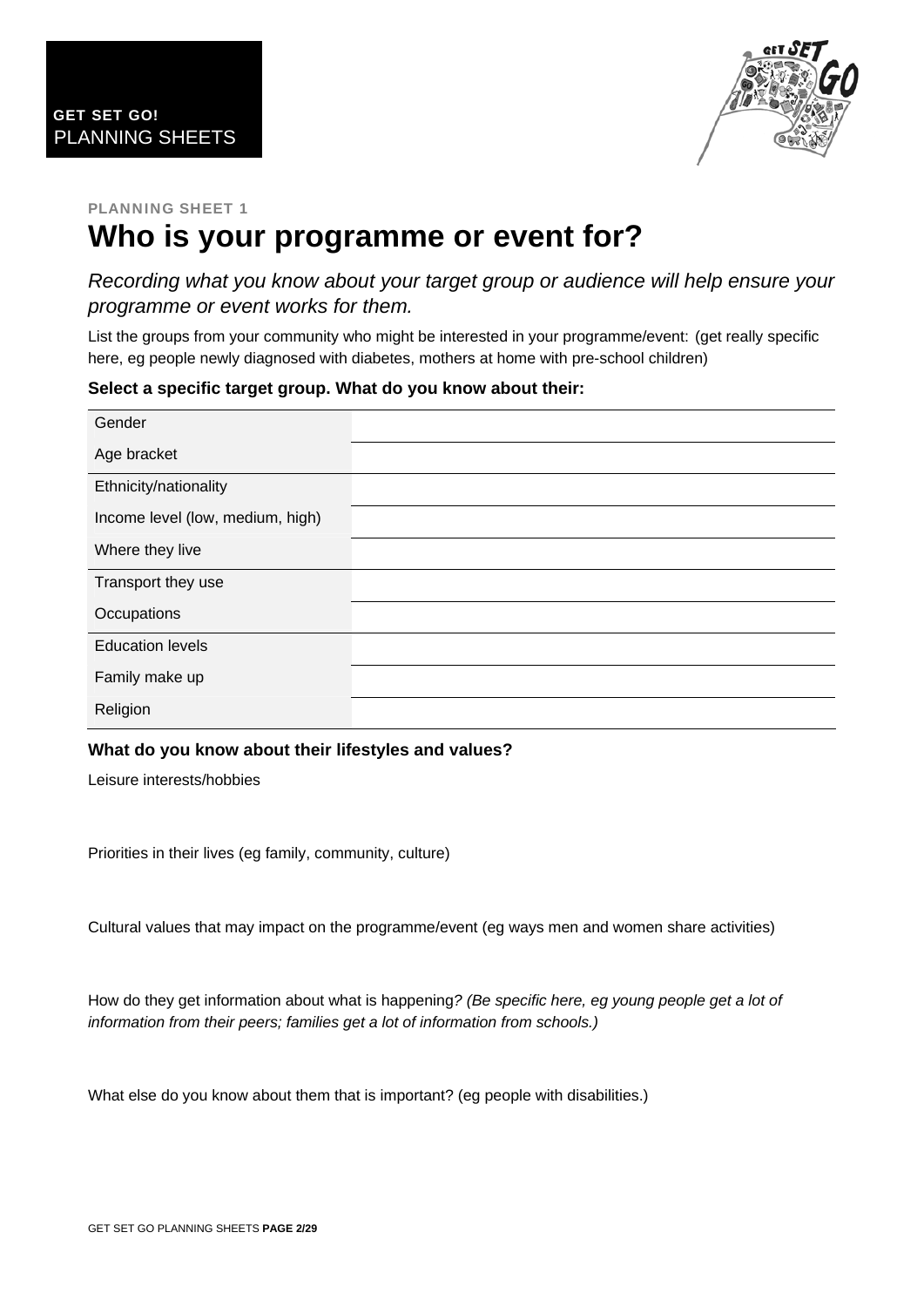**GET SET GO!**
PLANNING SHEETS

PLANNING SHEET 1

# Who is your programme or event for?

*Recording what you know about your target group or audience will help ensure your programme or event works for them.*

List the groups from your community who might be interested in your programme/event: (get really specific here, eg people newly diagnosed with diabetes, mothers at home with pre-school children)

**Select a specific target group. What do you know about their:**

| | |
|---|---|
| Gender | |
| Age bracket | |
| Ethnicity/nationality | |
| Income level (low, medium, high) | |
| Where they live | |
| Transport they use | |
| Occupations | |
| Education levels | |
| Family make up | |
| Religion | |

**What do you know about their lifestyles and values?**

Leisure interests/hobbies

Priorities in their lives (eg family, community, culture)

Cultural values that may impact on the programme/event (eg ways men and women share activities)

How do they get information about what is happening*? (Be specific here, eg young people get a lot of information from their peers; families get a lot of information from schools.)*

What else do you know about them that is important? (eg people with disabilities.)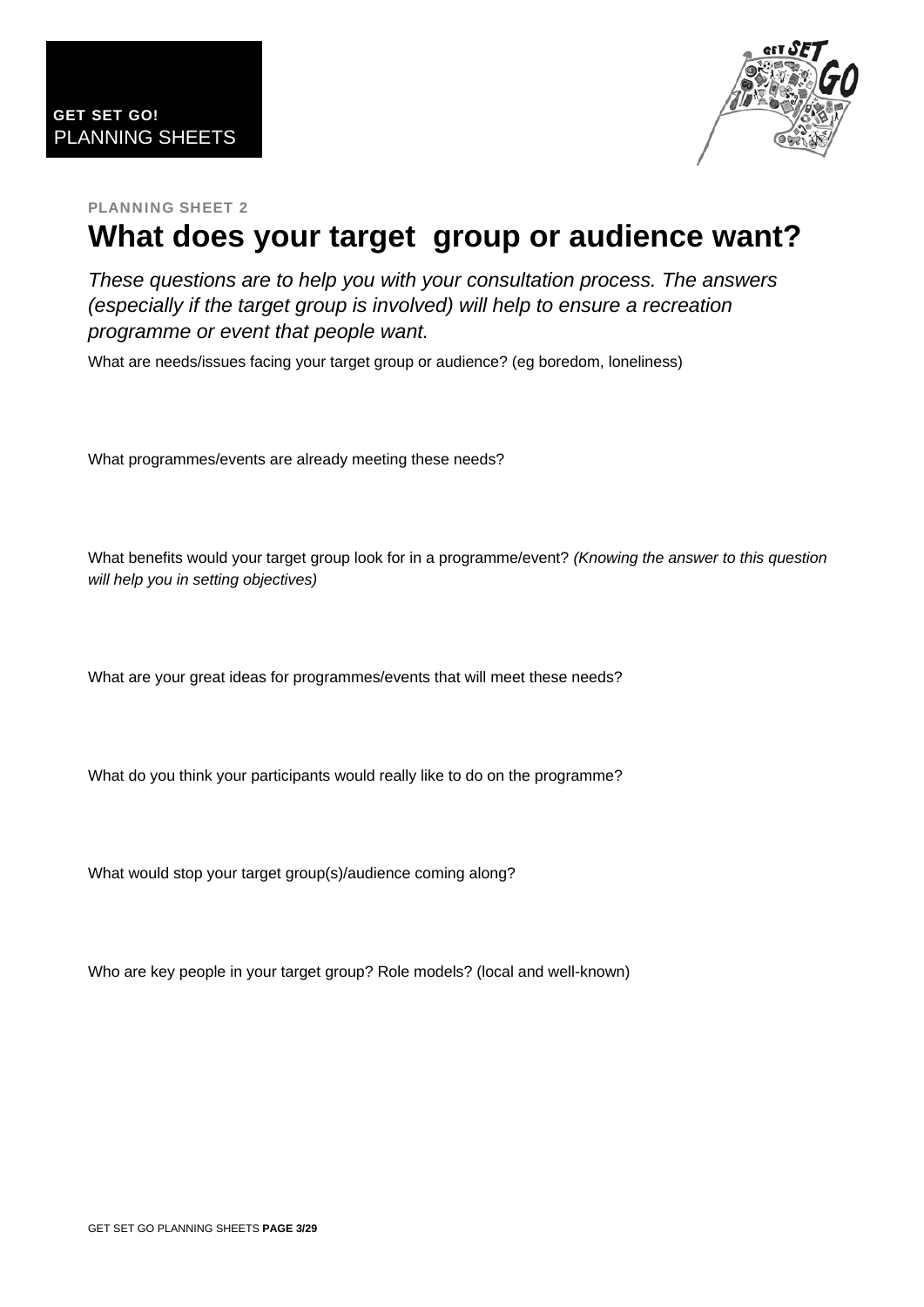**GET SET GO!**
PLANNING SHEETS

**PLANNING SHEET 2**

# What does your target group or audience want?

*These questions are to help you with your consultation process. The answers (especially if the target group is involved) will help to ensure a recreation programme or event that people want.*

What are needs/issues facing your target group or audience? (eg boredom, loneliness)

What programmes/events are already meeting these needs?

What benefits would your target group look for in a programme/event? *(Knowing the answer to this question will help you in setting objectives)*

What are your great ideas for programmes/events that will meet these needs?

What do you think your participants would really like to do on the programme?

What would stop your target group(s)/audience coming along?

Who are key people in your target group? Role models? (local and well-known)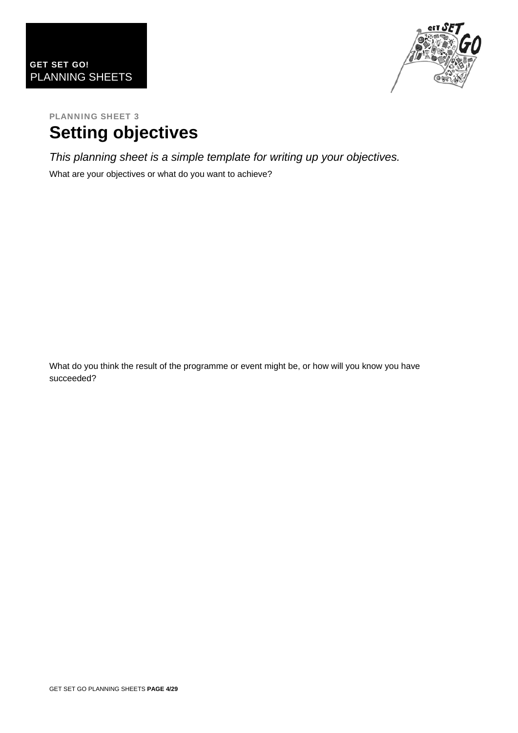**PLANNING SHEET 3**

# Setting objectives

*This planning sheet is a simple template for writing up your objectives.*

What are your objectives or what do you want to achieve?

What do you think the result of the programme or event might be, or how will you know you have succeeded?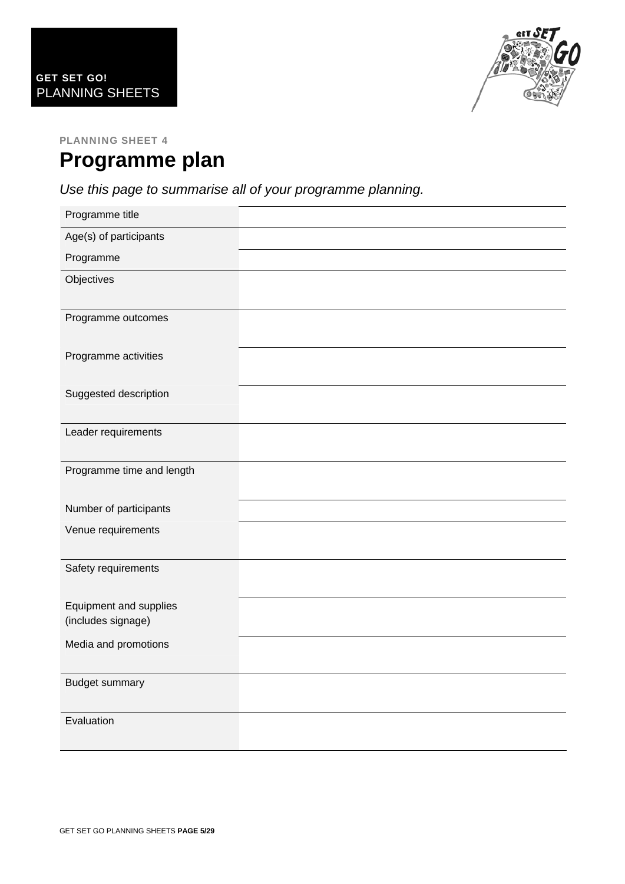**GET SET GO!**
PLANNING SHEETS

PLANNING SHEET 4

# Programme plan

*Use this page to summarise all of your programme planning.*

| | |
|---|---|
| Programme title | |
| Age(s) of participants | |
| Programme | |
| Objectives | |
| Programme outcomes | |
| Programme activities | |
| Suggested description | |
| Leader requirements | |
| Programme time and length | |
| Number of participants | |
| Venue requirements | |
| Safety requirements | |
| Equipment and supplies (includes signage) | |
| Media and promotions | |
| Budget summary | |
| Evaluation | |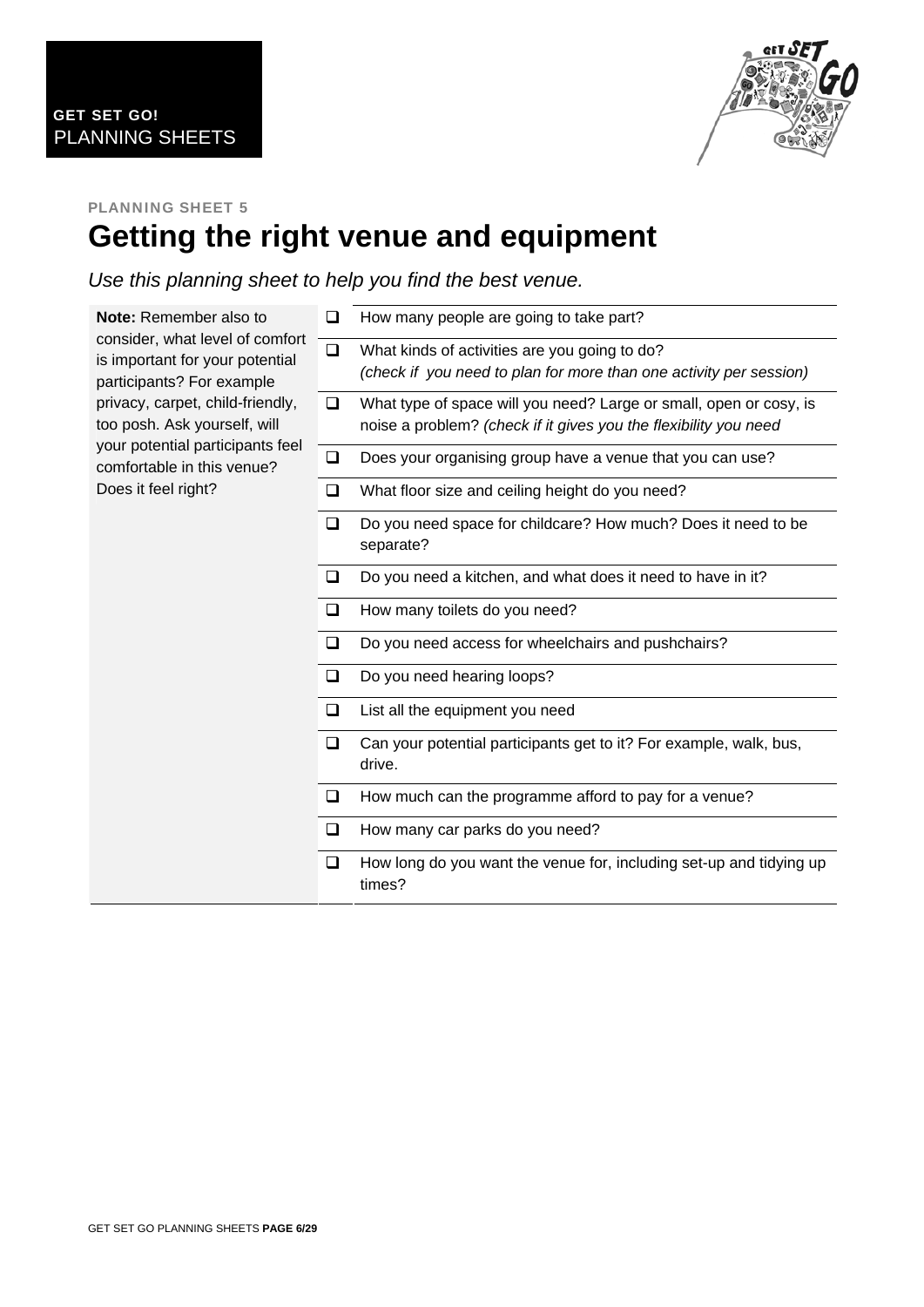**GET SET GO!**
PLANNING SHEETS

**PLANNING SHEET 5**

# Getting the right venue and equipment

*Use this planning sheet to help you find the best venue.*

**Note:** Remember also to consider, what level of comfort is important for your potential participants? For example privacy, carpet, child-friendly, too posh. Ask yourself, will your potential participants feel comfortable in this venue? Does it feel right?

- ❑ How many people are going to take part?
- ❑ What kinds of activities are you going to do? *(check if you need to plan for more than one activity per session)*
- ❑ What type of space will you need? Large or small, open or cosy, is noise a problem? *(check if it gives you the flexibility you need*
- ❑ Does your organising group have a venue that you can use?
- ❑ What floor size and ceiling height do you need?
- ❑ Do you need space for childcare? How much? Does it need to be separate?
- ❑ Do you need a kitchen, and what does it need to have in it?
- ❑ How many toilets do you need?
- ❑ Do you need access for wheelchairs and pushchairs?
- ❑ Do you need hearing loops?
- ❑ List all the equipment you need
- ❑ Can your potential participants get to it? For example, walk, bus, drive.
- ❑ How much can the programme afford to pay for a venue?
- ❑ How many car parks do you need?
- ❑ How long do you want the venue for, including set-up and tidying up times?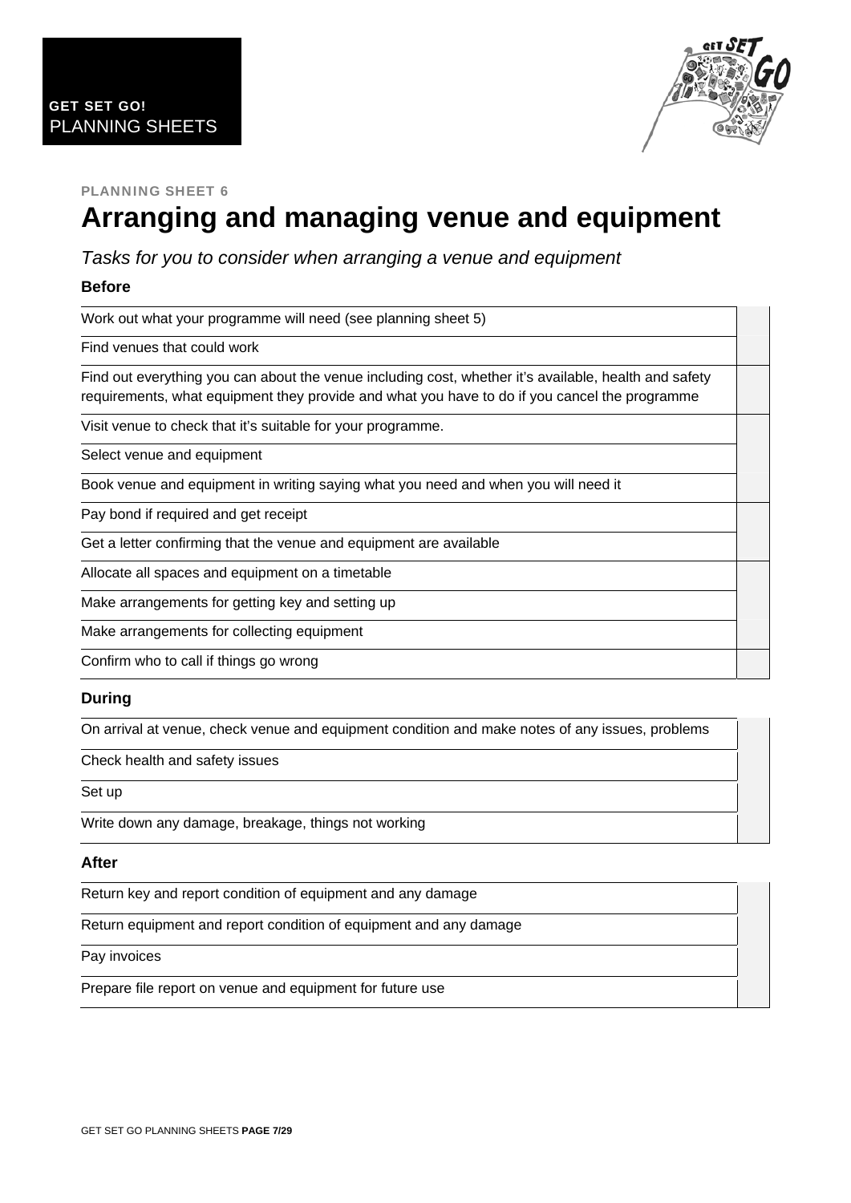**GET SET GO!**
PLANNING SHEETS

PLANNING SHEET 6

# Arranging and managing venue and equipment

*Tasks for you to consider when arranging a venue and equipment*

### Before

| Task | |
|---|---|
| Work out what your programme will need (see planning sheet 5) | |
| Find venues that could work | |
| Find out everything you can about the venue including cost, whether it's available, health and safety requirements, what equipment they provide and what you have to do if you cancel the programme | |
| Visit venue to check that it's suitable for your programme. | |
| Select venue and equipment | |
| Book venue and equipment in writing saying what you need and when you will need it | |
| Pay bond if required and get receipt | |
| Get a letter confirming that the venue and equipment are available | |
| Allocate all spaces and equipment on a timetable | |
| Make arrangements for getting key and setting up | |
| Make arrangements for collecting equipment | |
| Confirm who to call if things go wrong | |

### During

| Task | |
|---|---|
| On arrival at venue, check venue and equipment condition and make notes of any issues, problems | |
| Check health and safety issues | |
| Set up | |
| Write down any damage, breakage, things not working | |

### After

| Task | |
|---|---|
| Return key and report condition of equipment and any damage | |
| Return equipment and report condition of equipment and any damage | |
| Pay invoices | |
| Prepare file report on venue and equipment for future use | |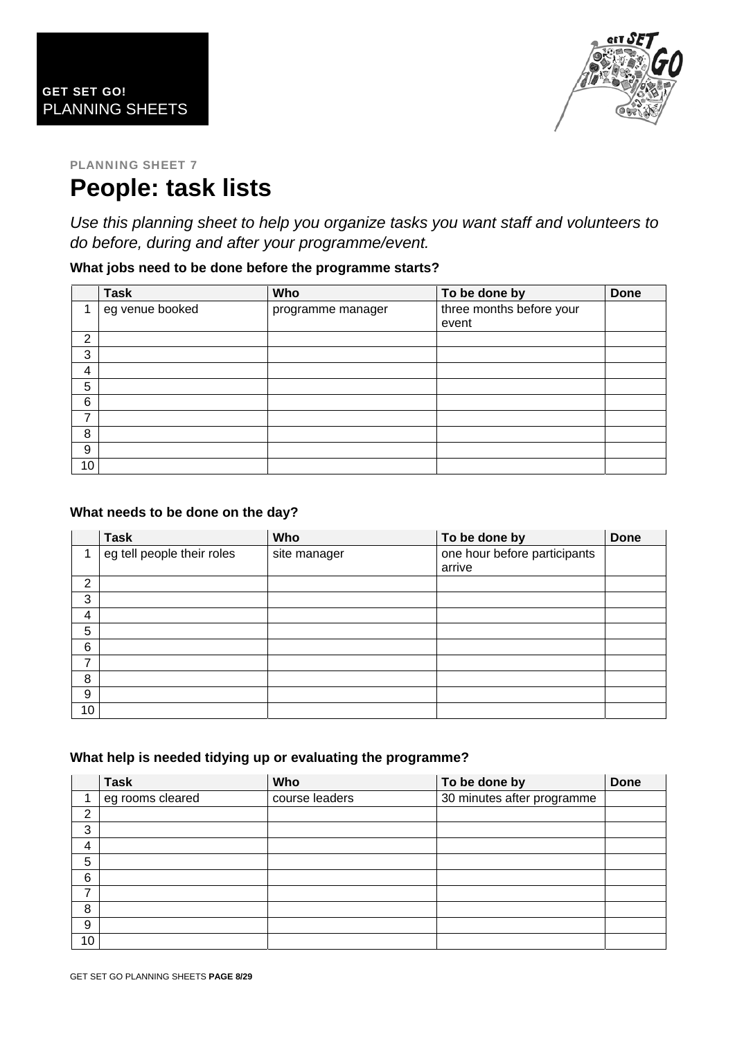**GET SET GO!**
PLANNING SHEETS

**PLANNING SHEET 7**

# People: task lists

*Use this planning sheet to help you organize tasks you want staff and volunteers to do before, during and after your programme/event.*

**What jobs need to be done before the programme starts?**

| | Task | Who | To be done by | Done |
|---|---|---|---|---|
| 1 | eg venue booked | programme manager | three months before your event | |
| 2 | | | | |
| 3 | | | | |
| 4 | | | | |
| 5 | | | | |
| 6 | | | | |
| 7 | | | | |
| 8 | | | | |
| 9 | | | | |
| 10 | | | | |

**What needs to be done on the day?**

| | Task | Who | To be done by | Done |
|---|---|---|---|---|
| 1 | eg tell people their roles | site manager | one hour before participants arrive | |
| 2 | | | | |
| 3 | | | | |
| 4 | | | | |
| 5 | | | | |
| 6 | | | | |
| 7 | | | | |
| 8 | | | | |
| 9 | | | | |
| 10 | | | | |

**What help is needed tidying up or evaluating the programme?**

| | Task | Who | To be done by | Done |
|---|---|---|---|---|
| 1 | eg rooms cleared | course leaders | 30 minutes after programme | |
| 2 | | | | |
| 3 | | | | |
| 4 | | | | |
| 5 | | | | |
| 6 | | | | |
| 7 | | | | |
| 8 | | | | |
| 9 | | | | |
| 10 | | | | |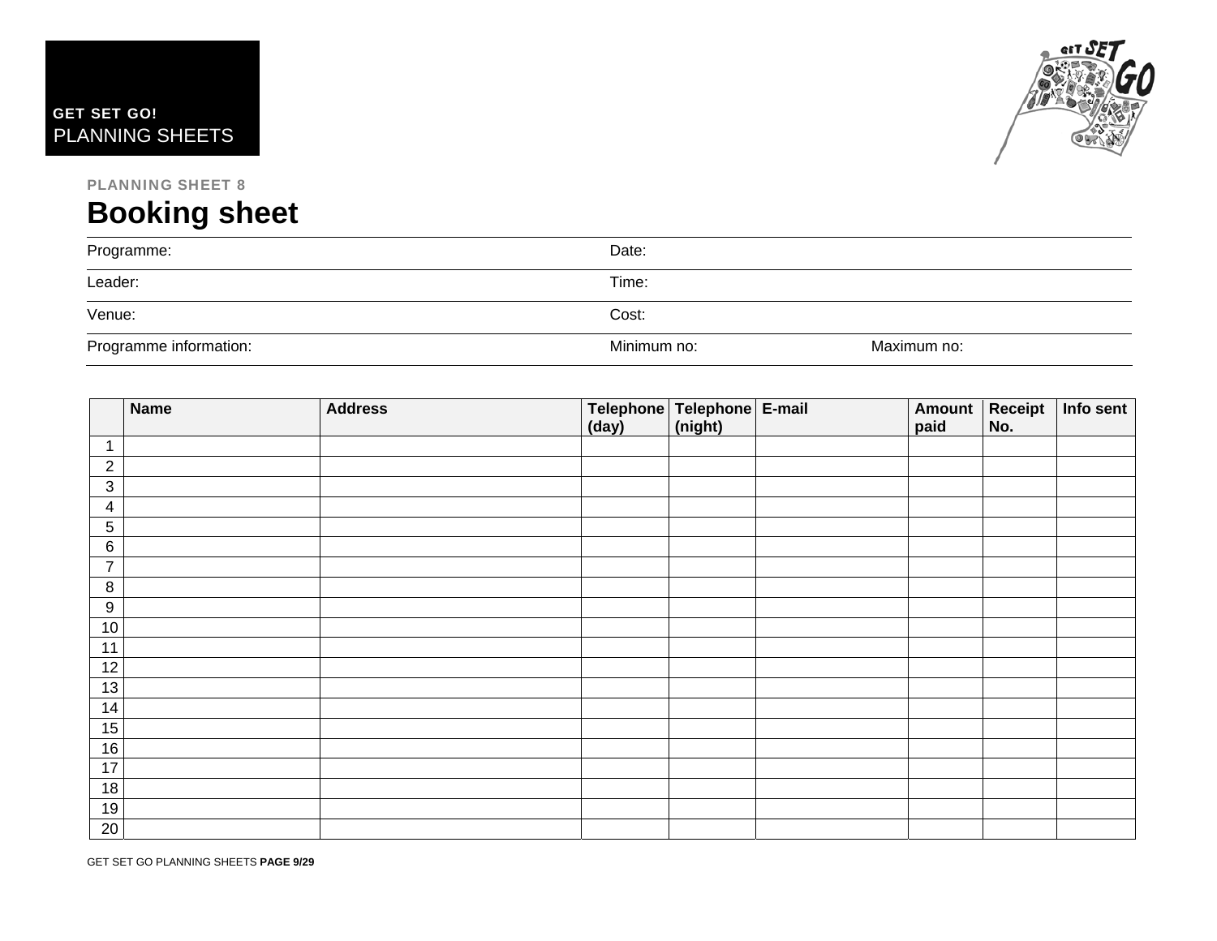GET SET GO!
PLANNING SHEETS

PLANNING SHEET 8

# Booking sheet

| Programme: | Date: | |
|---|---|---|
| Leader: | Time: | |
| Venue: | Cost: | |
| Programme information: | Minimum no: | Maximum no: |

| | Name | Address | Telephone (day) | Telephone (night) | E-mail | Amount paid | Receipt No. | Info sent |
|---|---|---|---|---|---|---|---|---|
| 1 | | | | | | | | |
| 2 | | | | | | | | |
| 3 | | | | | | | | |
| 4 | | | | | | | | |
| 5 | | | | | | | | |
| 6 | | | | | | | | |
| 7 | | | | | | | | |
| 8 | | | | | | | | |
| 9 | | | | | | | | |
| 10 | | | | | | | | |
| 11 | | | | | | | | |
| 12 | | | | | | | | |
| 13 | | | | | | | | |
| 14 | | | | | | | | |
| 15 | | | | | | | | |
| 16 | | | | | | | | |
| 17 | | | | | | | | |
| 18 | | | | | | | | |
| 19 | | | | | | | | |
| 20 | | | | | | | | |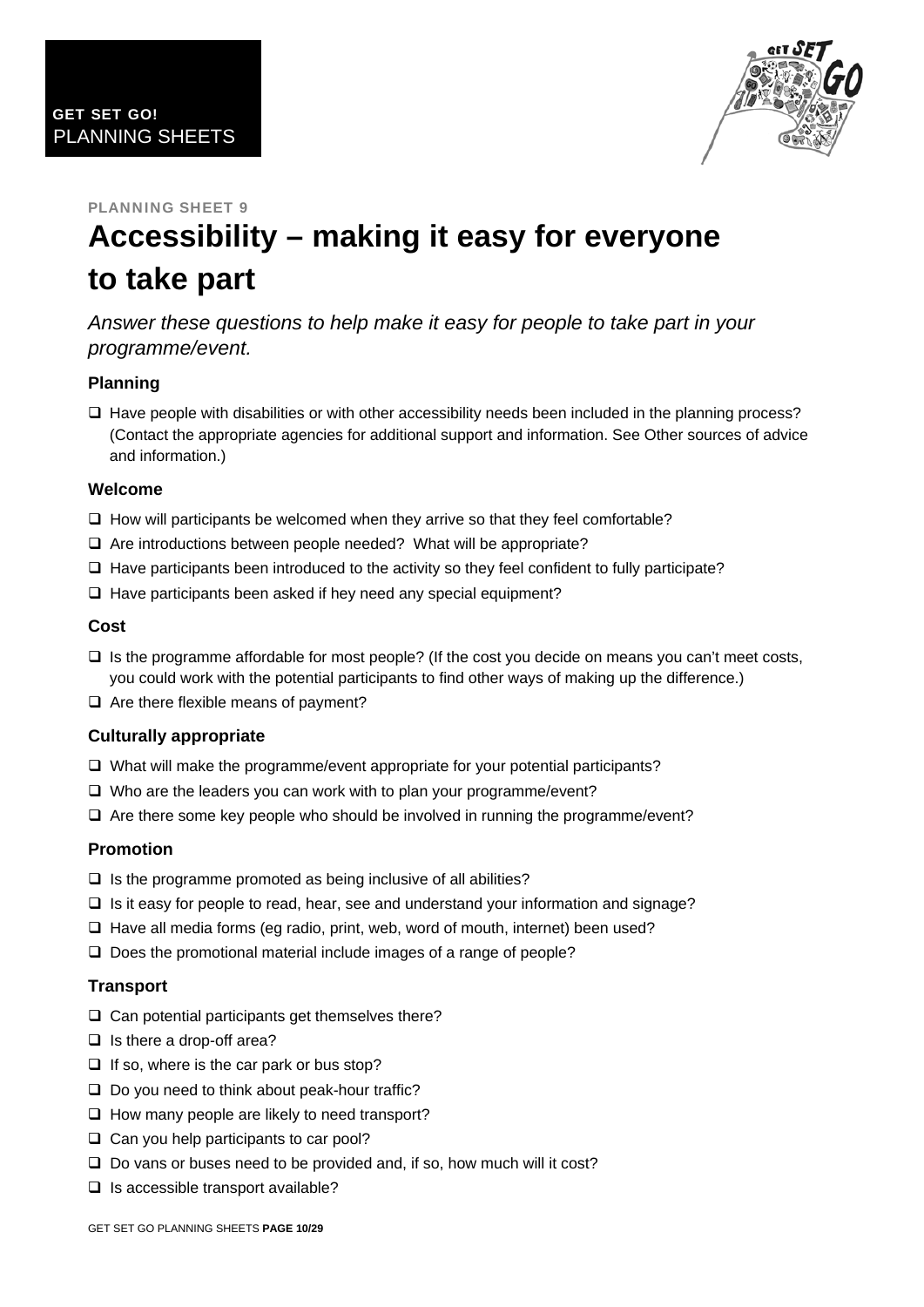**GET SET GO!**
PLANNING SHEETS

**PLANNING SHEET 9**

# Accessibility – making it easy for everyone to take part

*Answer these questions to help make it easy for people to take part in your programme/event.*

### Planning

- ❑ Have people with disabilities or with other accessibility needs been included in the planning process? (Contact the appropriate agencies for additional support and information. See Other sources of advice and information.)

### Welcome

- ❑ How will participants be welcomed when they arrive so that they feel comfortable?
- ❑ Are introductions between people needed? What will be appropriate?
- ❑ Have participants been introduced to the activity so they feel confident to fully participate?
- ❑ Have participants been asked if hey need any special equipment?

### Cost

- ❑ Is the programme affordable for most people? (If the cost you decide on means you can't meet costs, you could work with the potential participants to find other ways of making up the difference.)
- ❑ Are there flexible means of payment?

### Culturally appropriate

- ❑ What will make the programme/event appropriate for your potential participants?
- ❑ Who are the leaders you can work with to plan your programme/event?
- ❑ Are there some key people who should be involved in running the programme/event?

### Promotion

- ❑ Is the programme promoted as being inclusive of all abilities?
- ❑ Is it easy for people to read, hear, see and understand your information and signage?
- ❑ Have all media forms (eg radio, print, web, word of mouth, internet) been used?
- ❑ Does the promotional material include images of a range of people?

### Transport

- ❑ Can potential participants get themselves there?
- ❑ Is there a drop-off area?
- ❑ If so, where is the car park or bus stop?
- ❑ Do you need to think about peak-hour traffic?
- ❑ How many people are likely to need transport?
- ❑ Can you help participants to car pool?
- ❑ Do vans or buses need to be provided and, if so, how much will it cost?
- ❑ Is accessible transport available?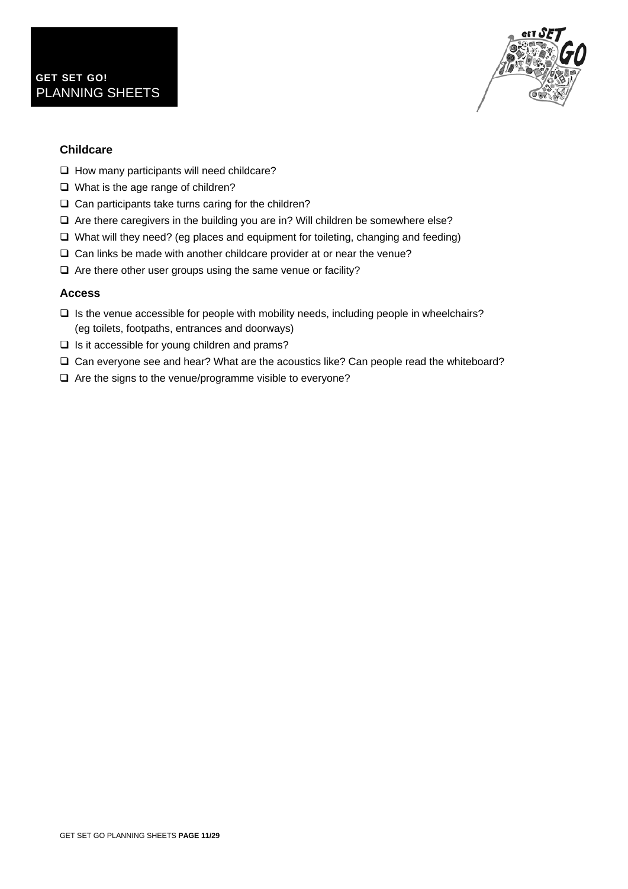## Childcare

- ❑ How many participants will need childcare?
- ❑ What is the age range of children?
- ❑ Can participants take turns caring for the children?
- ❑ Are there caregivers in the building you are in? Will children be somewhere else?
- ❑ What will they need? (eg places and equipment for toileting, changing and feeding)
- ❑ Can links be made with another childcare provider at or near the venue?
- ❑ Are there other user groups using the same venue or facility?

## Access

- ❑ Is the venue accessible for people with mobility needs, including people in wheelchairs? (eg toilets, footpaths, entrances and doorways)
- ❑ Is it accessible for young children and prams?
- ❑ Can everyone see and hear? What are the acoustics like? Can people read the whiteboard?
- ❑ Are the signs to the venue/programme visible to everyone?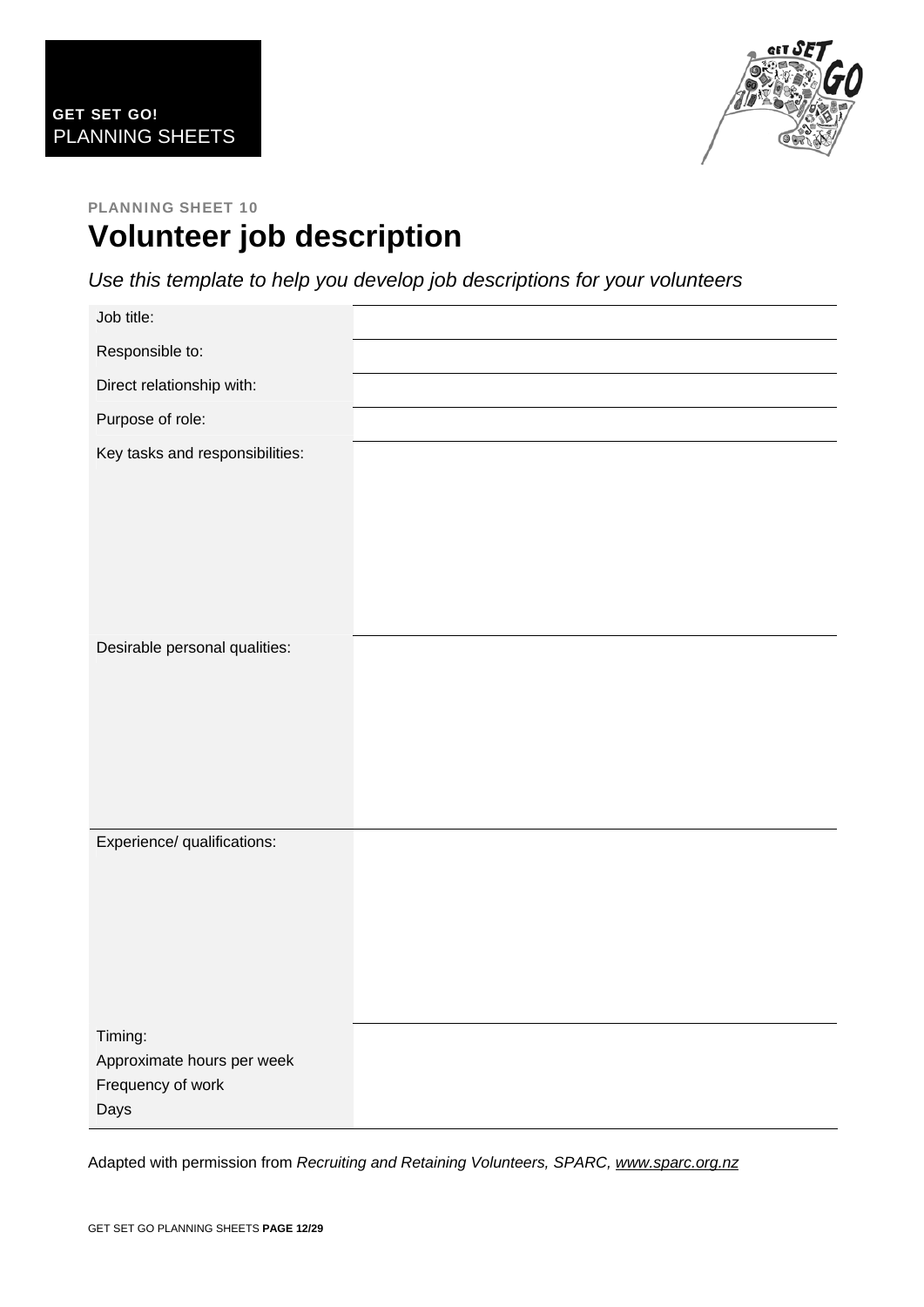**GET SET GO!**
PLANNING SHEETS

**PLANNING SHEET 10**

# Volunteer job description

*Use this template to help you develop job descriptions for your volunteers*

| | |
|---|---|
| Job title: | |
| Responsible to: | |
| Direct relationship with: | |
| Purpose of role: | |
| Key tasks and responsibilities: | |
| Desirable personal qualities: | |
| Experience/ qualifications: | |
| Timing:<br>Approximate hours per week<br>Frequency of work<br>Days | |

Adapted with permission from *Recruiting and Retaining Volunteers, SPARC, www.sparc.org.nz*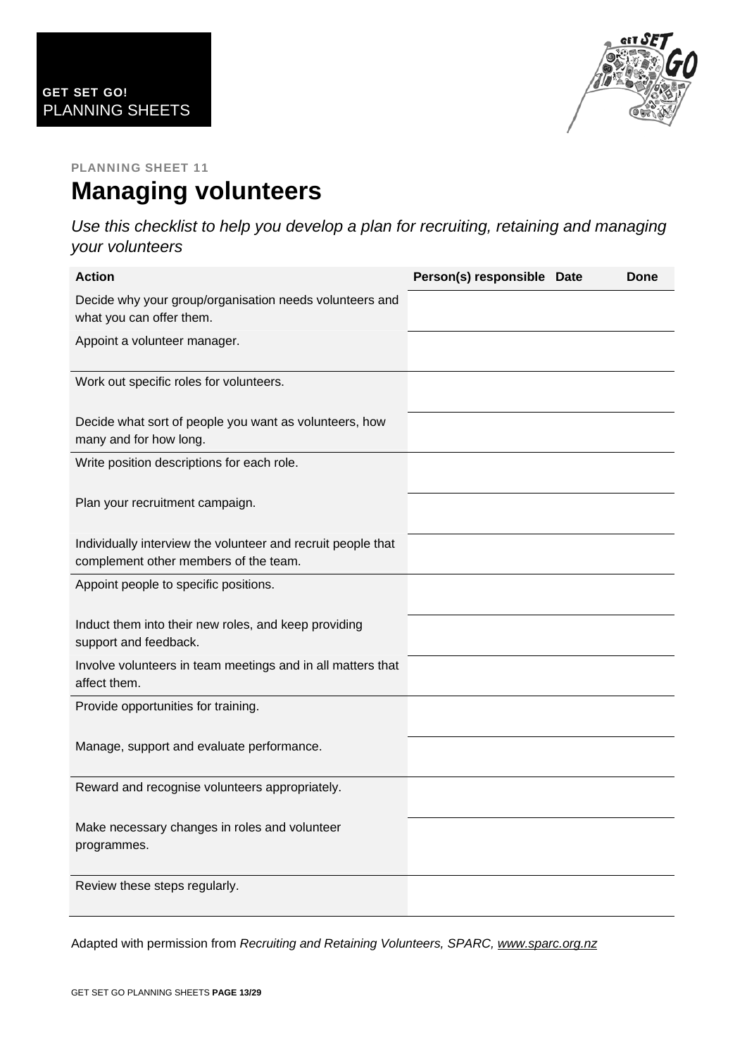GET SET GO!
PLANNING SHEETS

PLANNING SHEET 11

# Managing volunteers

*Use this checklist to help you develop a plan for recruiting, retaining and managing your volunteers*

| Action | Person(s) responsible | Date | Done |
|---|---|---|---|
| Decide why your group/organisation needs volunteers and what you can offer them. | | | |
| Appoint a volunteer manager. | | | |
| Work out specific roles for volunteers. | | | |
| Decide what sort of people you want as volunteers, how many and for how long. | | | |
| Write position descriptions for each role. | | | |
| Plan your recruitment campaign. | | | |
| Individually interview the volunteer and recruit people that complement other members of the team. | | | |
| Appoint people to specific positions. | | | |
| Induct them into their new roles, and keep providing support and feedback. | | | |
| Involve volunteers in team meetings and in all matters that affect them. | | | |
| Provide opportunities for training. | | | |
| Manage, support and evaluate performance. | | | |
| Reward and recognise volunteers appropriately. | | | |
| Make necessary changes in roles and volunteer programmes. | | | |
| Review these steps regularly. | | | |

Adapted with permission from *Recruiting and Retaining Volunteers, SPARC, www.sparc.org.nz*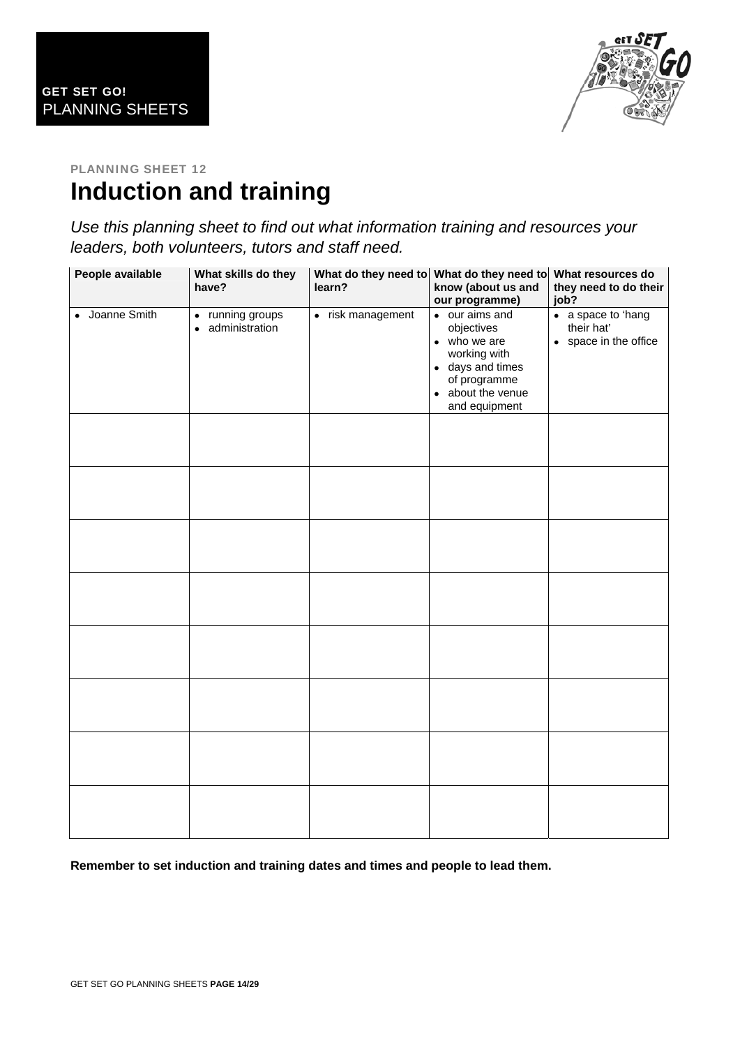GET SET GO!
PLANNING SHEETS

PLANNING SHEET 12

# Induction and training

*Use this planning sheet to find out what information training and resources your leaders, both volunteers, tutors and staff need.*

| People available | What skills do they have? | What do they need to learn? | What do they need to know (about us and our programme) | What resources do they need to do their job? |
|---|---|---|---|---|
| • Joanne Smith | • running groups<br>• administration | • risk management | • our aims and objectives<br>• who we are working with<br>• days and times of programme<br>• about the venue and equipment | • a space to 'hang their hat'<br>• space in the office |
| | | | | |
| | | | | |
| | | | | |
| | | | | |
| | | | | |
| | | | | |
| | | | | |
| | | | | |

**Remember to set induction and training dates and times and people to lead them.**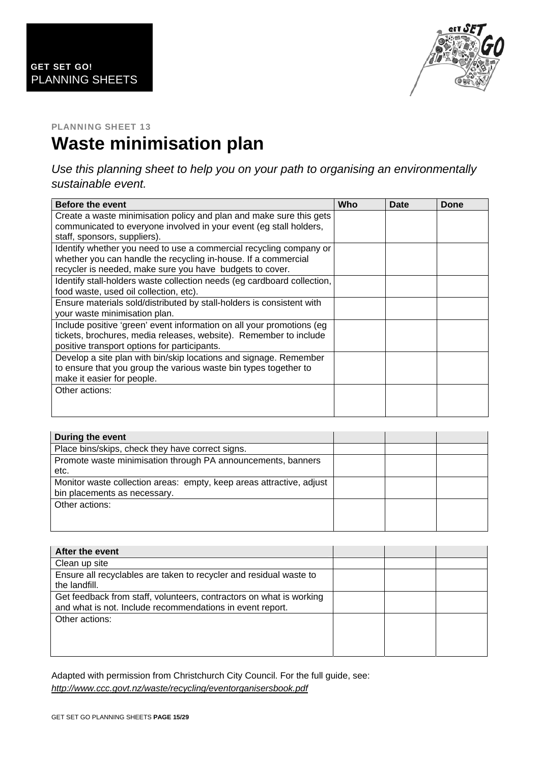**GET SET GO!**
PLANNING SHEETS

**PLANNING SHEET 13**

# Waste minimisation plan

*Use this planning sheet to help you on your path to organising an environmentally sustainable event.*

| Before the event | Who | Date | Done |
|---|---|---|---|
| Create a waste minimisation policy and plan and make sure this gets communicated to everyone involved in your event (eg stall holders, staff, sponsors, suppliers). | | | |
| Identify whether you need to use a commercial recycling company or whether you can handle the recycling in-house. If a commercial recycler is needed, make sure you have budgets to cover. | | | |
| Identify stall-holders waste collection needs (eg cardboard collection, food waste, used oil collection, etc). | | | |
| Ensure materials sold/distributed by stall-holders is consistent with your waste minimisation plan. | | | |
| Include positive 'green' event information on all your promotions (eg tickets, brochures, media releases, website). Remember to include positive transport options for participants. | | | |
| Develop a site plan with bin/skip locations and signage. Remember to ensure that you group the various waste bin types together to make it easier for people. | | | |
| Other actions: | | | |

| During the event | | | |
|---|---|---|---|
| Place bins/skips, check they have correct signs. | | | |
| Promote waste minimisation through PA announcements, banners etc. | | | |
| Monitor waste collection areas: empty, keep areas attractive, adjust bin placements as necessary. | | | |
| Other actions: | | | |

| After the event | | | |
|---|---|---|---|
| Clean up site | | | |
| Ensure all recyclables are taken to recycler and residual waste to the landfill. | | | |
| Get feedback from staff, volunteers, contractors on what is working and what is not. Include recommendations in event report. | | | |
| Other actions: | | | |

Adapted with permission from Christchurch City Council. For the full guide, see: *http://www.ccc.govt.nz/waste/recycling/eventorganisersbook.pdf*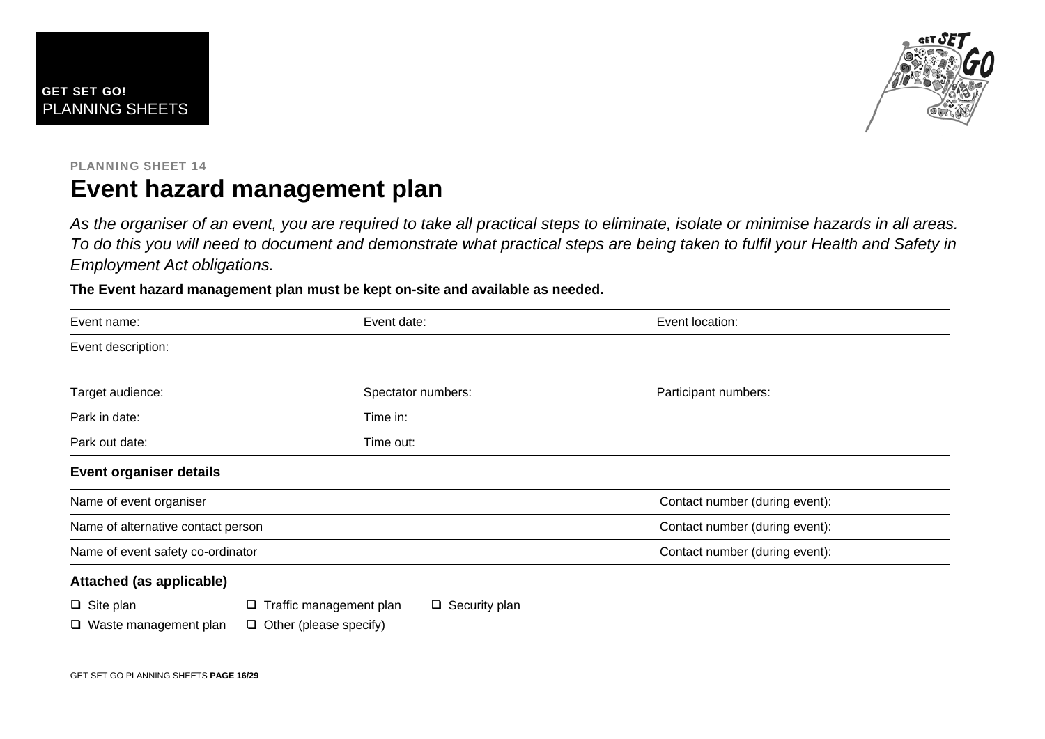PLANNING SHEET 14

# Event hazard management plan

*As the organiser of an event, you are required to take all practical steps to eliminate, isolate or minimise hazards in all areas. To do this you will need to document and demonstrate what practical steps are being taken to fulfil your Health and Safety in Employment Act obligations.*

**The Event hazard management plan must be kept on-site and available as needed.**

| Event name: | Event date: | Event location: |
|---|---|---|
| Event description: | | |
| Target audience: | Spectator numbers: | Participant numbers: |
| Park in date: | Time in: | |
| Park out date: | Time out: | |

### Event organiser details

| | |
|---|---|
| Name of event organiser | Contact number (during event): |
| Name of alternative contact person | Contact number (during event): |
| Name of event safety co-ordinator | Contact number (during event): |

### Attached (as applicable)

- ❑ Site plan
- ❑ Traffic management plan
- ❑ Security plan
- ❑ Waste management plan
- ❑ Other (please specify)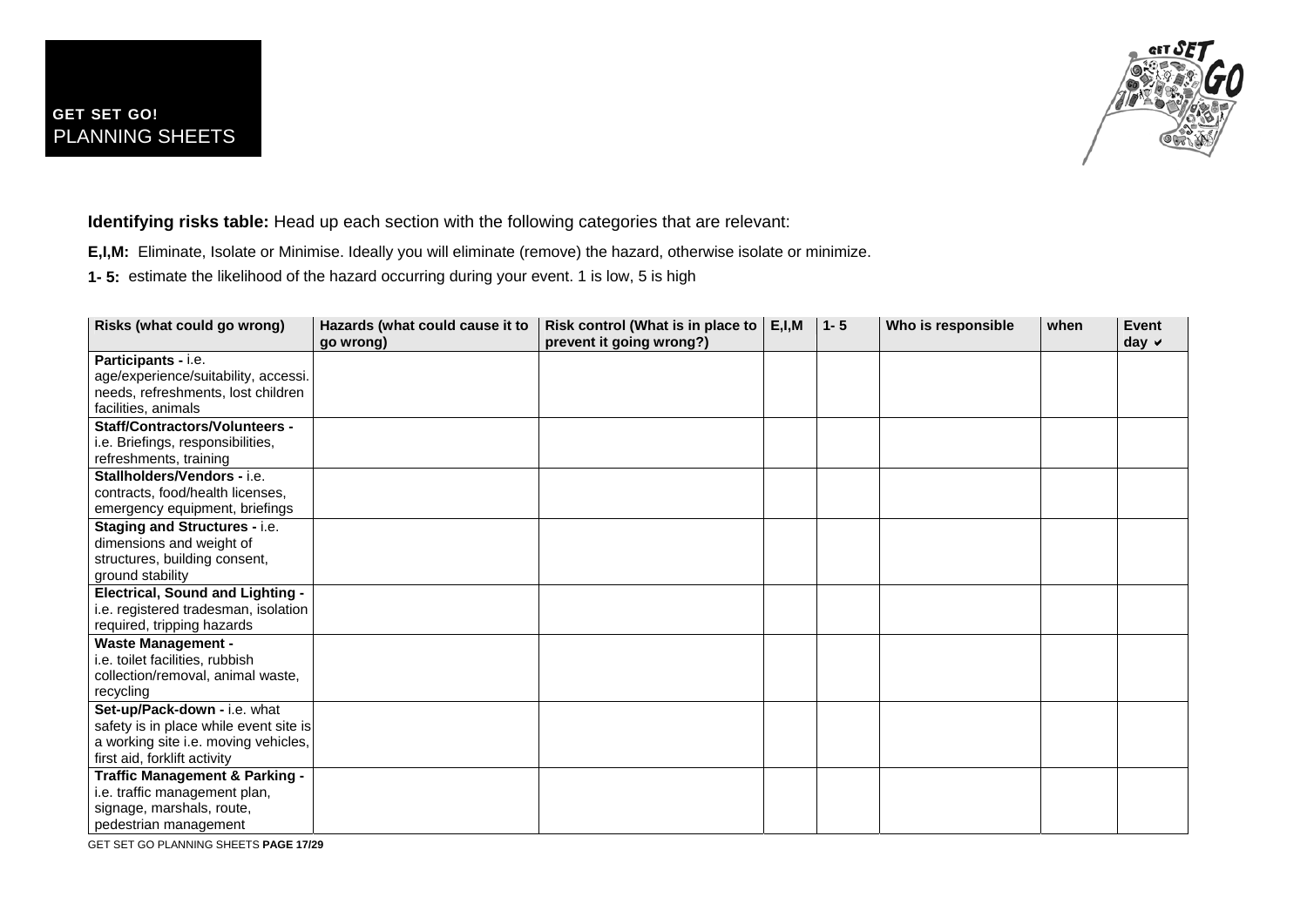**GET SET GO!**
PLANNING SHEETS

**Identifying risks table:** Head up each section with the following categories that are relevant:

**E,I,M:** Eliminate, Isolate or Minimise. Ideally you will eliminate (remove) the hazard, otherwise isolate or minimize.

**1- 5:** estimate the likelihood of the hazard occurring during your event. 1 is low, 5 is high

| Risks (what could go wrong) | Hazards (what could cause it to go wrong) | Risk control (What is in place to prevent it going wrong?) | E,I,M | 1- 5 | Who is responsible | when | Event day ✔ |
|---|---|---|---|---|---|---|---|
| **Participants -** i.e. age/experience/suitability, accessi. needs, refreshments, lost children facilities, animals | | | | | | | |
| **Staff/Contractors/Volunteers -** i.e. Briefings, responsibilities, refreshments, training | | | | | | | |
| **Stallholders/Vendors -** i.e. contracts, food/health licenses, emergency equipment, briefings | | | | | | | |
| **Staging and Structures -** i.e. dimensions and weight of structures, building consent, ground stability | | | | | | | |
| **Electrical, Sound and Lighting -** i.e. registered tradesman, isolation required, tripping hazards | | | | | | | |
| **Waste Management -** i.e. toilet facilities, rubbish collection/removal, animal waste, recycling | | | | | | | |
| **Set-up/Pack-down -** i.e. what safety is in place while event site is a working site i.e. moving vehicles, first aid, forklift activity | | | | | | | |
| **Traffic Management & Parking -** i.e. traffic management plan, signage, marshals, route, pedestrian management | | | | | | | |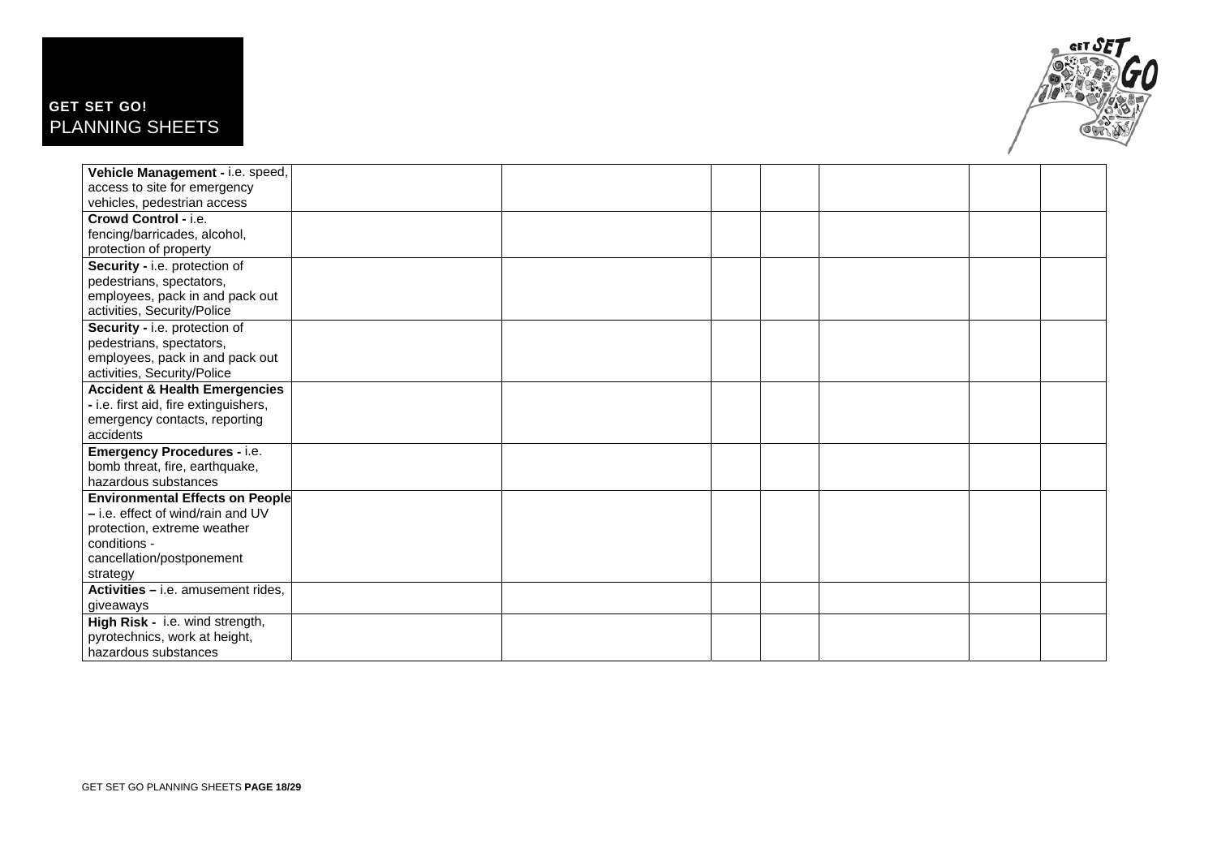| | | | | | | | |
|---|---|---|---|---|---|---|---|
| **Vehicle Management -** i.e. speed, access to site for emergency vehicles, pedestrian access | | | | | | | |
| **Crowd Control -** i.e. fencing/barricades, alcohol, protection of property | | | | | | | |
| **Security -** i.e. protection of pedestrians, spectators, employees, pack in and pack out activities, Security/Police | | | | | | | |
| **Security -** i.e. protection of pedestrians, spectators, employees, pack in and pack out activities, Security/Police | | | | | | | |
| **Accident & Health Emergencies -** i.e. first aid, fire extinguishers, emergency contacts, reporting accidents | | | | | | | |
| **Emergency Procedures -** i.e. bomb threat, fire, earthquake, hazardous substances | | | | | | | |
| **Environmental Effects on People –** i.e. effect of wind/rain and UV protection, extreme weather conditions - cancellation/postponement strategy | | | | | | | |
| **Activities –** i.e. amusement rides, giveaways | | | | | | | |
| **High Risk -** i.e. wind strength, pyrotechnics, work at height, hazardous substances | | | | | | | |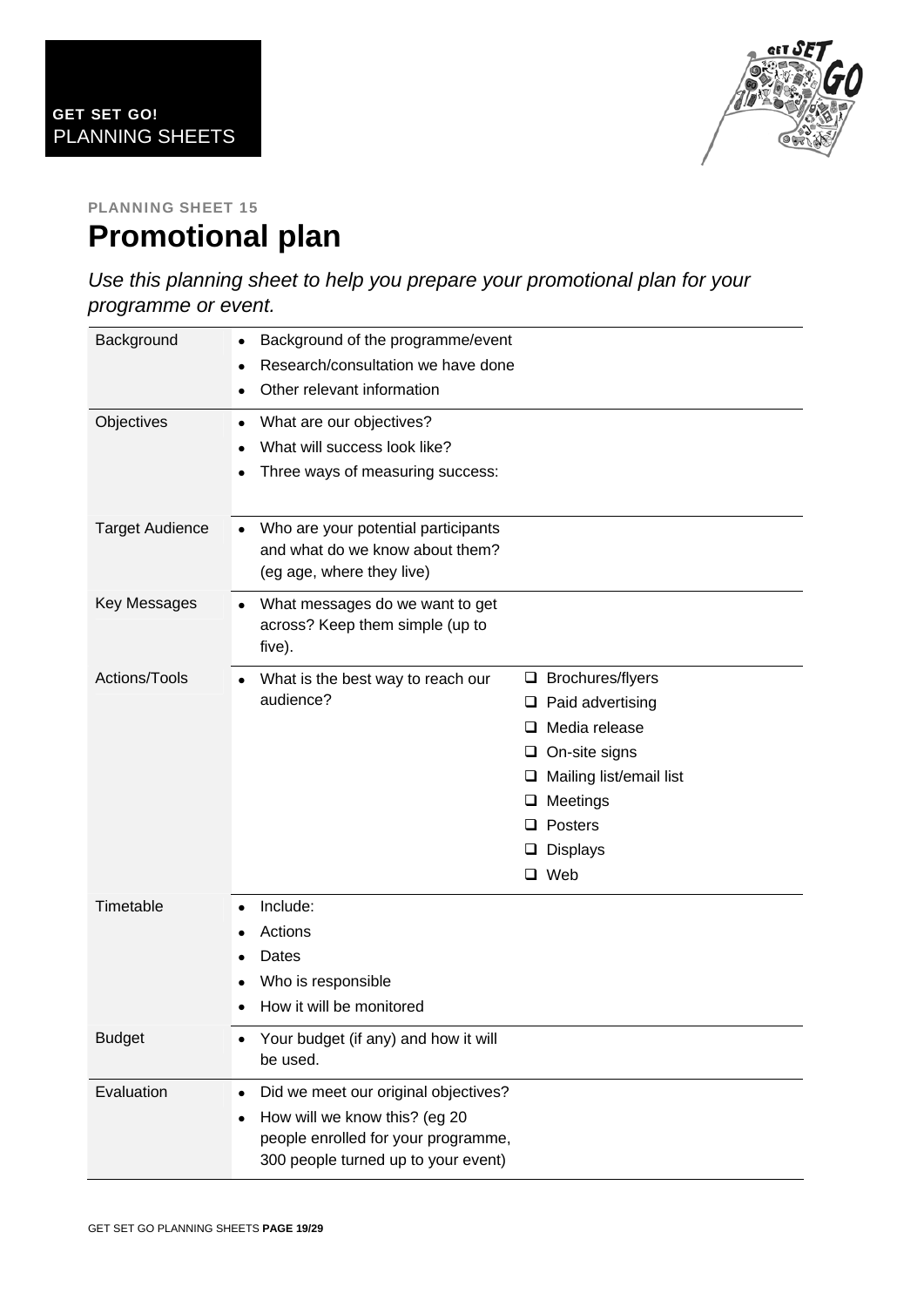**GET SET GO!**
PLANNING SHEETS

**PLANNING SHEET 15**

# Promotional plan

*Use this planning sheet to help you prepare your promotional plan for your programme or event.*

| | | |
|---|---|---|
| Background | • Background of the programme/event<br>• Research/consultation we have done<br>• Other relevant information | |
| Objectives | • What are our objectives?<br>• What will success look like?<br>• Three ways of measuring success: | |
| Target Audience | • Who are your potential participants and what do we know about them? (eg age, where they live) | |
| Key Messages | • What messages do we want to get across? Keep them simple (up to five). | |
| Actions/Tools | • What is the best way to reach our audience? | ❑ Brochures/flyers<br>❑ Paid advertising<br>❑ Media release<br>❑ On-site signs<br>❑ Mailing list/email list<br>❑ Meetings<br>❑ Posters<br>❑ Displays<br>❑ Web |
| Timetable | • Include:<br>• Actions<br>• Dates<br>• Who is responsible<br>• How it will be monitored | |
| Budget | • Your budget (if any) and how it will be used. | |
| Evaluation | • Did we meet our original objectives?<br>• How will we know this? (eg 20 people enrolled for your programme, 300 people turned up to your event) | |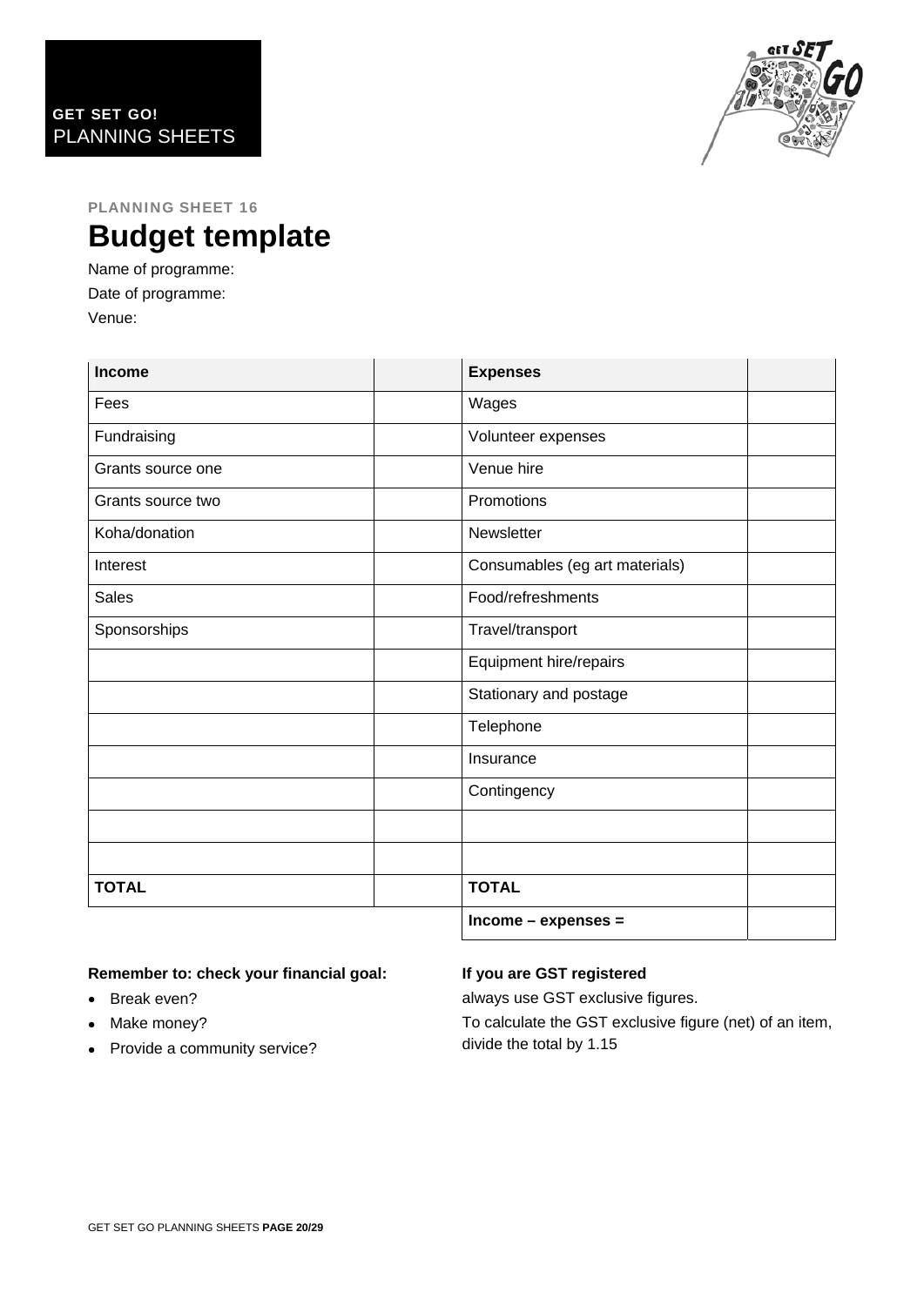**GET SET GO!**
PLANNING SHEETS

PLANNING SHEET 16

# Budget template

Name of programme:

Date of programme:

Venue:

| **Income** | | **Expenses** | |
|---|---|---|---|
| Fees | | Wages | |
| Fundraising | | Volunteer expenses | |
| Grants source one | | Venue hire | |
| Grants source two | | Promotions | |
| Koha/donation | | Newsletter | |
| Interest | | Consumables (eg art materials) | |
| Sales | | Food/refreshments | |
| Sponsorships | | Travel/transport | |
| | | Equipment hire/repairs | |
| | | Stationary and postage | |
| | | Telephone | |
| | | Insurance | |
| | | Contingency | |
| | | | |
| | | | |
| **TOTAL** | | **TOTAL** | |
| | | **Income – expenses =** | |

**Remember to: check your financial goal:**

- Break even?
- Make money?
- Provide a community service?

**If you are GST registered**

always use GST exclusive figures.

To calculate the GST exclusive figure (net) of an item, divide the total by 1.15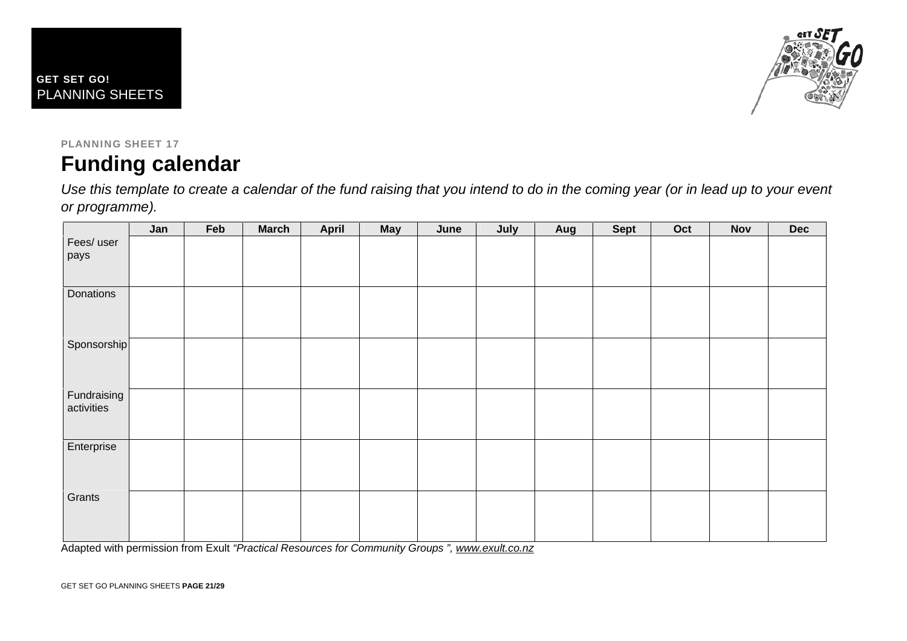GET SET GO!
PLANNING SHEETS

PLANNING SHEET 17

# Funding calendar

*Use this template to create a calendar of the fund raising that you intend to do in the coming year (or in lead up to your event or programme).*

| | Jan | Feb | March | April | May | June | July | Aug | Sept | Oct | Nov | Dec |
|---|---|---|---|---|---|---|---|---|---|---|---|---|
| Fees/ user pays | | | | | | | | | | | | |
| Donations | | | | | | | | | | | | |
| Sponsorship | | | | | | | | | | | | |
| Fundraising activities | | | | | | | | | | | | |
| Enterprise | | | | | | | | | | | | |
| Grants | | | | | | | | | | | | |

Adapted with permission from Exult *"Practical Resources for Community Groups ",* www.exult.co.nz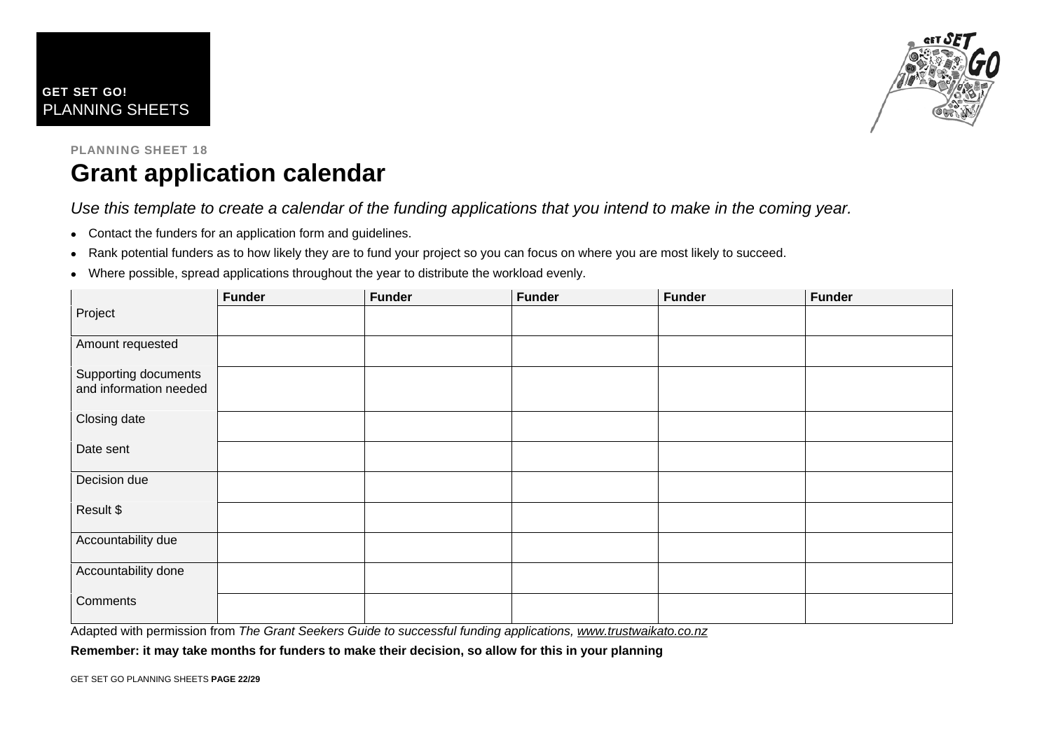**GET SET GO!**
PLANNING SHEETS

**PLANNING SHEET 18**

# Grant application calendar

*Use this template to create a calendar of the funding applications that you intend to make in the coming year.*

- Contact the funders for an application form and guidelines.
- Rank potential funders as to how likely they are to fund your project so you can focus on where you are most likely to succeed.
- Where possible, spread applications throughout the year to distribute the workload evenly.

| | **Funder** | **Funder** | **Funder** | **Funder** | **Funder** |
|---|---|---|---|---|---|
| Project | | | | | |
| Amount requested | | | | | |
| Supporting documents and information needed | | | | | |
| Closing date | | | | | |
| Date sent | | | | | |
| Decision due | | | | | |
| Result $ | | | | | |
| Accountability due | | | | | |
| Accountability done | | | | | |
| Comments | | | | | |

Adapted with permission from *The Grant Seekers Guide to successful funding applications*, www.trustwaikato.co.nz

**Remember: it may take months for funders to make their decision, so allow for this in your planning**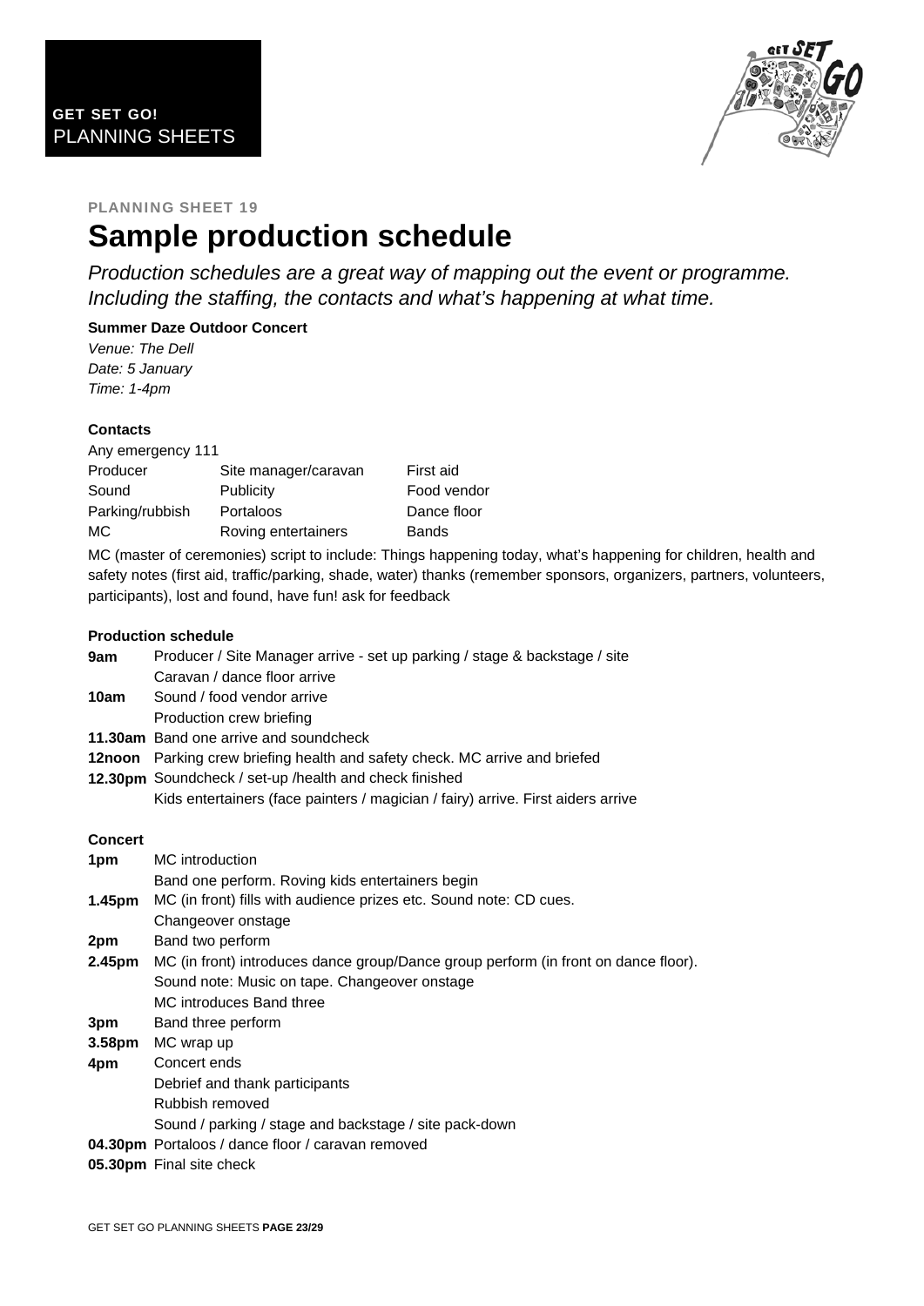**GET SET GO!**
PLANNING SHEETS

PLANNING SHEET 19

# Sample production schedule

*Production schedules are a great way of mapping out the event or programme. Including the staffing, the contacts and what's happening at what time.*

**Summer Daze Outdoor Concert**
*Venue: The Dell*
*Date: 5 January*
*Time: 1-4pm*

**Contacts**

Any emergency 111

| Producer | Site manager/caravan | First aid |
|---|---|---|
| Sound | Publicity | Food vendor |
| Parking/rubbish | Portaloos | Dance floor |
| MC | Roving entertainers | Bands |

MC (master of ceremonies) script to include: Things happening today, what's happening for children, health and safety notes (first aid, traffic/parking, shade, water) thanks (remember sponsors, organizers, partners, volunteers, participants), lost and found, have fun! ask for feedback

**Production schedule**

| | |
|---|---|
| **9am** | Producer / Site Manager arrive - set up parking / stage & backstage / site |
| | Caravan / dance floor arrive |
| **10am** | Sound / food vendor arrive |
| | Production crew briefing |
| **11.30am** | Band one arrive and soundcheck |
| **12noon** | Parking crew briefing health and safety check. MC arrive and briefed |
| **12.30pm** | Soundcheck / set-up /health and check finished |
| | Kids entertainers (face painters / magician / fairy) arrive. First aiders arrive |

**Concert**

| | |
|---|---|
| **1pm** | MC introduction |
| | Band one perform. Roving kids entertainers begin |
| **1.45pm** | MC (in front) fills with audience prizes etc. Sound note: CD cues. |
| | Changeover onstage |
| **2pm** | Band two perform |
| **2.45pm** | MC (in front) introduces dance group/Dance group perform (in front on dance floor). |
| | Sound note: Music on tape. Changeover onstage |
| | MC introduces Band three |
| **3pm** | Band three perform |
| **3.58pm** | MC wrap up |
| **4pm** | Concert ends |
| | Debrief and thank participants |
| | Rubbish removed |
| | Sound / parking / stage and backstage / site pack-down |
| **04.30pm** | Portaloos / dance floor / caravan removed |
| **05.30pm** | Final site check |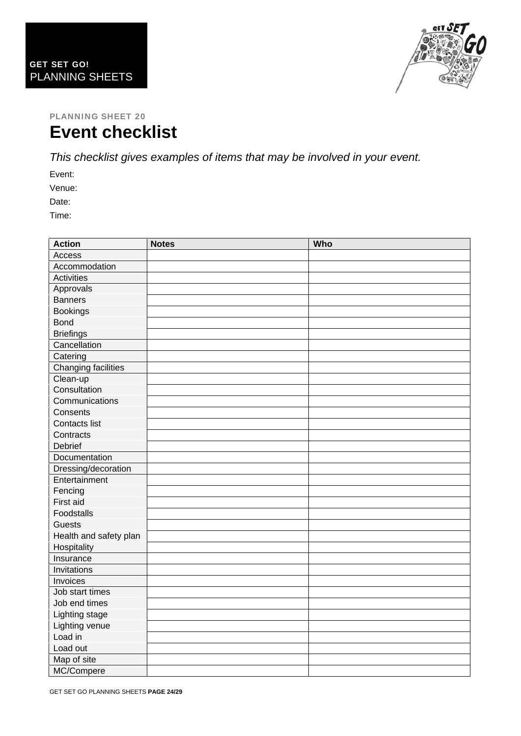**GET SET GO!**
PLANNING SHEETS

**PLANNING SHEET 20**

# Event checklist

*This checklist gives examples of items that may be involved in your event.*

Event:

Venue:

Date:

Time:

| Action | Notes | Who |
|---|---|---|
| Access | | |
| Accommodation | | |
| Activities | | |
| Approvals | | |
| Banners | | |
| Bookings | | |
| Bond | | |
| Briefings | | |
| Cancellation | | |
| Catering | | |
| Changing facilities | | |
| Clean-up | | |
| Consultation | | |
| Communications | | |
| Consents | | |
| Contacts list | | |
| Contracts | | |
| Debrief | | |
| Documentation | | |
| Dressing/decoration | | |
| Entertainment | | |
| Fencing | | |
| First aid | | |
| Foodstalls | | |
| Guests | | |
| Health and safety plan | | |
| Hospitality | | |
| Insurance | | |
| Invitations | | |
| Invoices | | |
| Job start times | | |
| Job end times | | |
| Lighting stage | | |
| Lighting venue | | |
| Load in | | |
| Load out | | |
| Map of site | | |
| MC/Compere | | |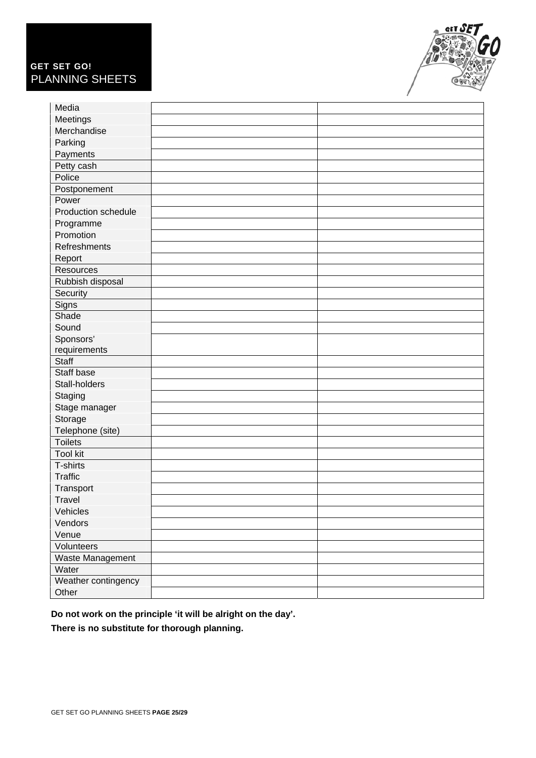| | | |
|---|---|---|
| Media | | |
| Meetings | | |
| Merchandise | | |
| Parking | | |
| Payments | | |
| Petty cash | | |
| Police | | |
| Postponement | | |
| Power | | |
| Production schedule | | |
| Programme | | |
| Promotion | | |
| Refreshments | | |
| Report | | |
| Resources | | |
| Rubbish disposal | | |
| Security | | |
| Signs | | |
| Shade | | |
| Sound | | |
| Sponsors' requirements | | |
| Staff | | |
| Staff base | | |
| Stall-holders | | |
| Staging | | |
| Stage manager | | |
| Storage | | |
| Telephone (site) | | |
| Toilets | | |
| Tool kit | | |
| T-shirts | | |
| Traffic | | |
| Transport | | |
| Travel | | |
| Vehicles | | |
| Vendors | | |
| Venue | | |
| Volunteers | | |
| Waste Management | | |
| Water | | |
| Weather contingency | | |
| Other | | |

**Do not work on the principle 'it will be alright on the day'.**

**There is no substitute for thorough planning.**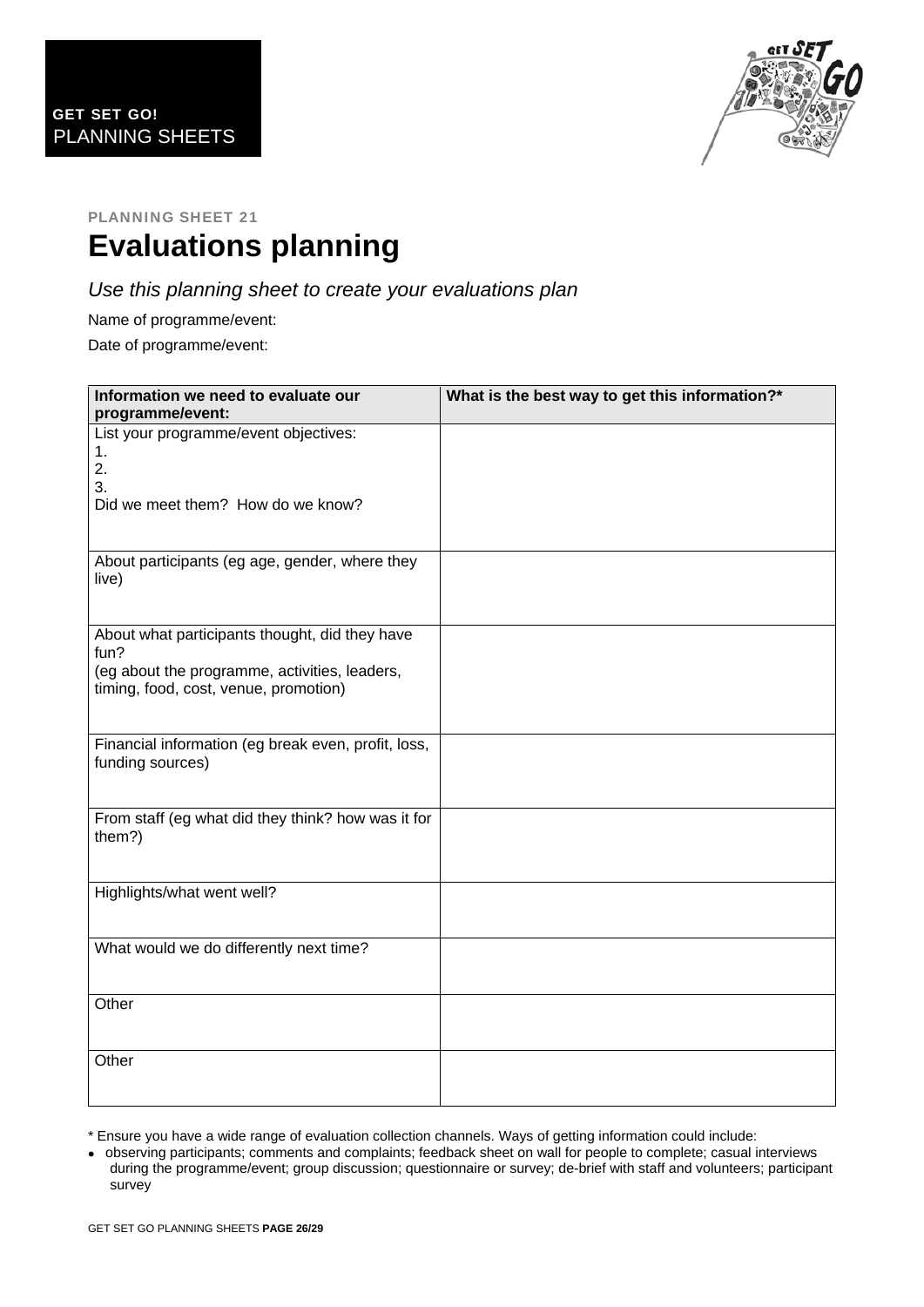**GET SET GO!**
PLANNING SHEETS

PLANNING SHEET 21

# Evaluations planning

*Use this planning sheet to create your evaluations plan*

Name of programme/event:

Date of programme/event:

| Information we need to evaluate our programme/event: | What is the best way to get this information?* |
| --- | --- |
| List your programme/event objectives:<br>1.<br>2.<br>3.<br>Did we meet them? How do we know? | |
| About participants (eg age, gender, where they live) | |
| About what participants thought, did they have fun?<br>(eg about the programme, activities, leaders, timing, food, cost, venue, promotion) | |
| Financial information (eg break even, profit, loss, funding sources) | |
| From staff (eg what did they think? how was it for them?) | |
| Highlights/what went well? | |
| What would we do differently next time? | |
| Other | |
| Other | |

* Ensure you have a wide range of evaluation collection channels. Ways of getting information could include:

- observing participants; comments and complaints; feedback sheet on wall for people to complete; casual interviews during the programme/event; group discussion; questionnaire or survey; de-brief with staff and volunteers; participant survey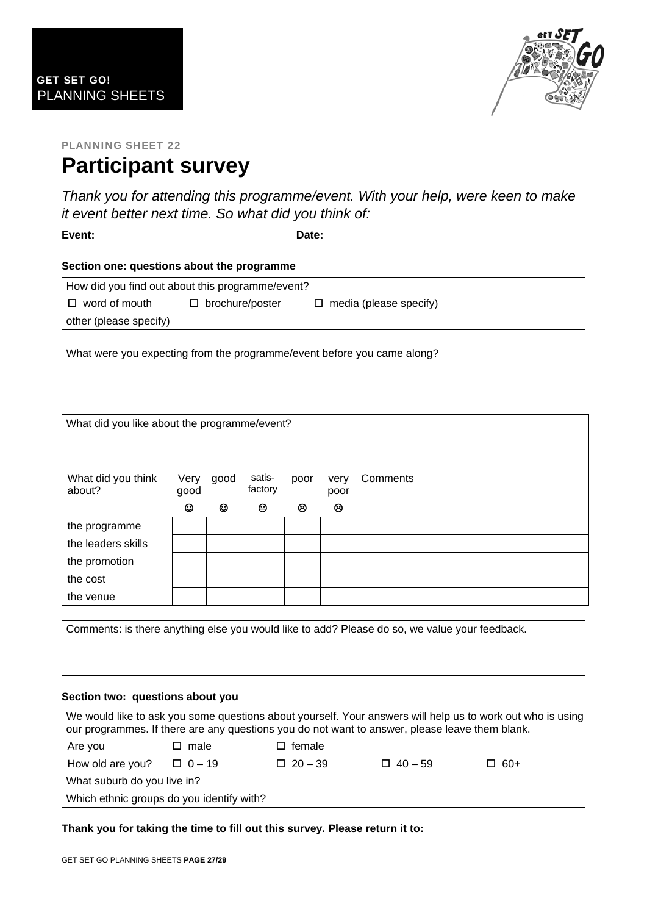**GET SET GO!**
PLANNING SHEETS

**PLANNING SHEET 22**

# Participant survey

*Thank you for attending this programme/event. With your help, were keen to make it event better next time. So what did you think of:*

**Event:** **Date:**

**Section one: questions about the programme**

How did you find out about this programme/event?

☐ word of mouth ☐ brochure/poster ☐ media (please specify)

other (please specify)

What were you expecting from the programme/event before you came along?

What did you like about the programme/event?

| What did you think about? | Very good ☺ | good ☺ | satis-factory 😐 | poor ☹ | very poor ☹ | Comments |
|---|---|---|---|---|---|---|
| the programme | | | | | | |
| the leaders skills | | | | | | |
| the promotion | | | | | | |
| the cost | | | | | | |
| the venue | | | | | | |

Comments: is there anything else you would like to add? Please do so, we value your feedback.

**Section two: questions about you**

We would like to ask you some questions about yourself. Your answers will help us to work out who is using our programmes. If there are any questions you do not want to answer, please leave them blank.

Are you ☐ male ☐ female

How old are you? ☐ 0 – 19 ☐ 20 – 39 ☐ 40 – 59 ☐ 60+

What suburb do you live in?

Which ethnic groups do you identify with?

**Thank you for taking the time to fill out this survey. Please return it to:**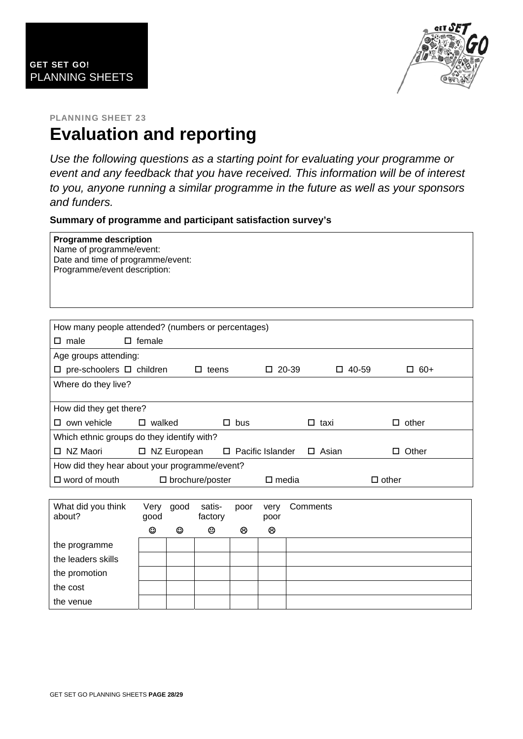**GET SET GO!**
PLANNING SHEETS

PLANNING SHEET 23

# Evaluation and reporting

*Use the following questions as a starting point for evaluating your programme or event and any feedback that you have received. This information will be of interest to you, anyone running a similar programme in the future as well as your sponsors and funders.*

**Summary of programme and participant satisfaction survey's**

**Programme description**
Name of programme/event:
Date and time of programme/event:
Programme/event description:

How many people attended? (numbers or percentages)

☐ male ☐ female

Age groups attending:

☐ pre-schoolers ☐ children ☐ teens ☐ 20-39 ☐ 40-59 ☐ 60+

Where do they live?

How did they get there?

☐ own vehicle ☐ walked ☐ bus ☐ taxi ☐ other

Which ethnic groups do they identify with?

☐ NZ Maori ☐ NZ European ☐ Pacific Islander ☐ Asian ☐ Other

How did they hear about your programme/event?

☐ word of mouth ☐ brochure/poster ☐ media ☐ other

| What did you think about? | Very good ☺ | good ☺ | satis-factory 😐 | poor ☹ | very poor ☹ | Comments |
|---|---|---|---|---|---|---|
| the programme | | | | | | |
| the leaders skills | | | | | | |
| the promotion | | | | | | |
| the cost | | | | | | |
| the venue | | | | | | |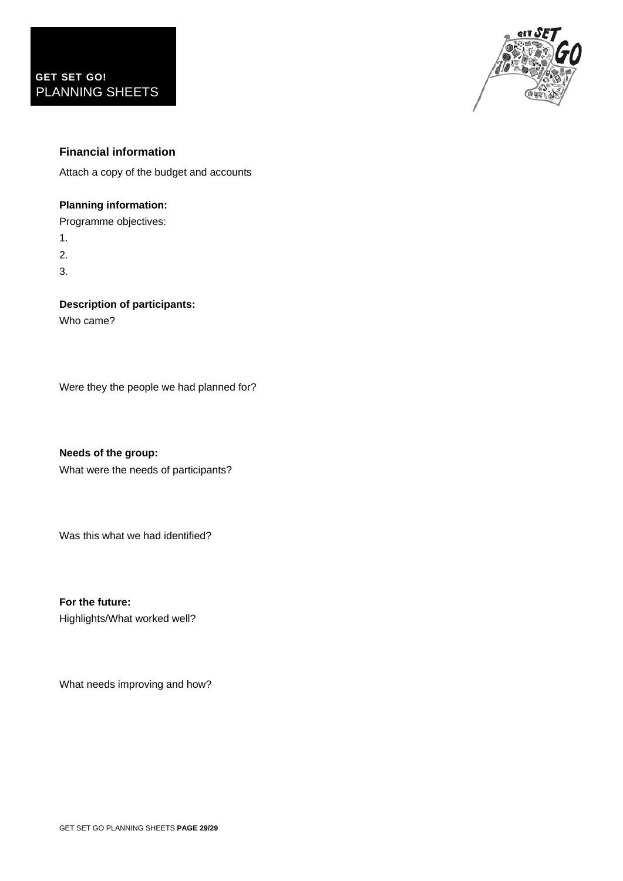**Financial information**

Attach a copy of the budget and accounts

**Planning information:**

Programme objectives:

1.

2.

3.

**Description of participants:**

Who came?

Were they the people we had planned for?

**Needs of the group:**

What were the needs of participants?

Was this what we had identified?

**For the future:**

Highlights/What worked well?

What needs improving and how?